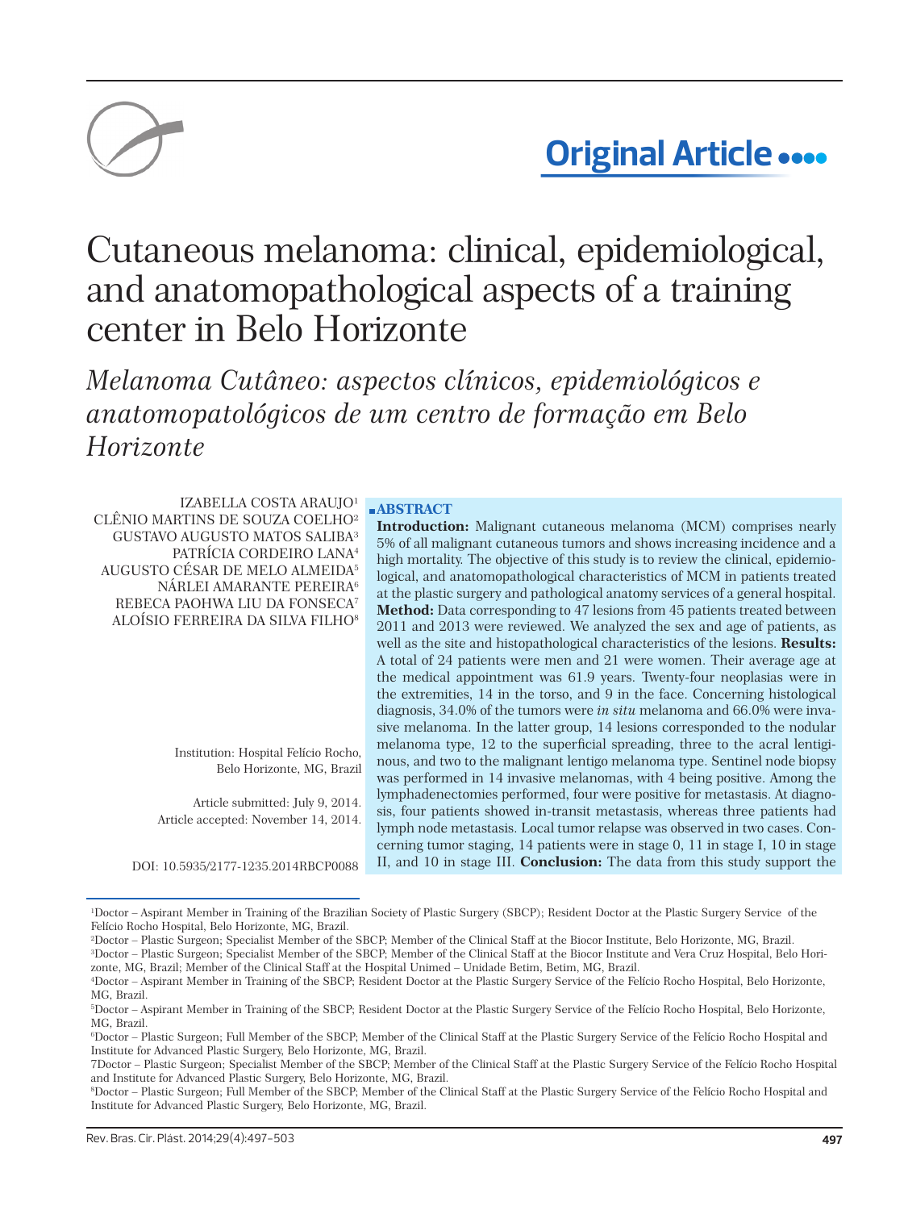Original Article

# Cutaneous melanoma: clinical, epidemiological, and anatomopathological aspects of a training center in Belo Horizonte

## *Melanoma Cutâneo: aspectos clínicos, epidemiológicos e anatomopatológicos de um centro de formação em Belo Horizonte*

IZABELLA COSTA ARAUJO[1]
CLÊNIO MARTINS DE SOUZA COELHO[2]
GUSTAVO AUGUSTO MATOS SALIBA[3]
PATRÍCIA CORDEIRO LANA[4]
AUGUSTO CÉSAR DE MELO ALMEIDA[5]
NÁRLEI AMARANTE PEREIRA[6]
REBECA PAOHWA LIU DA FONSECA[7]
ALOÍSIO FERREIRA DA SILVA FILHO[8]

Institution: Hospital Felício Rocho, Belo Horizonte, MG, Brazil

Article submitted: July 9, 2014.
Article accepted: November 14, 2014.

DOI: 10.5935/2177-1235.2014RBCP0088

### ABSTRACT

**Introduction:** Malignant cutaneous melanoma (MCM) comprises nearly 5% of all malignant cutaneous tumors and shows increasing incidence and a high mortality. The objective of this study is to review the clinical, epidemiological, and anatomopathological characteristics of MCM in patients treated at the plastic surgery and pathological anatomy services of a general hospital. **Method:** Data corresponding to 47 lesions from 45 patients treated between 2011 and 2013 were reviewed. We analyzed the sex and age of patients, as well as the site and histopathological characteristics of the lesions. **Results:** A total of 24 patients were men and 21 were women. Their average age at the medical appointment was 61.9 years. Twenty-four neoplasias were in the extremities, 14 in the torso, and 9 in the face. Concerning histological diagnosis, 34.0% of the tumors were *in situ* melanoma and 66.0% were invasive melanoma. In the latter group, 14 lesions corresponded to the nodular melanoma type, 12 to the superficial spreading, three to the acral lentiginous, and two to the malignant lentigo melanoma type. Sentinel node biopsy was performed in 14 invasive melanomas, with 4 being positive. Among the lymphadenectomies performed, four were positive for metastasis. At diagnosis, four patients showed in-transit metastasis, whereas three patients had lymph node metastasis. Local tumor relapse was observed in two cases. Concerning tumor staging, 14 patients were in stage 0, 11 in stage I, 10 in stage II, and 10 in stage III. **Conclusion:** The data from this study support the

---

[1]Doctor – Aspirant Member in Training of the Brazilian Society of Plastic Surgery (SBCP); Resident Doctor at the Plastic Surgery Service of the Felício Rocho Hospital, Belo Horizonte, MG, Brazil.
[2]Doctor – Plastic Surgeon; Specialist Member of the SBCP; Member of the Clinical Staff at the Biocor Institute, Belo Horizonte, MG, Brazil.
[3]Doctor – Plastic Surgeon; Specialist Member of the SBCP; Member of the Clinical Staff at the Biocor Institute and Vera Cruz Hospital, Belo Horizonte, MG, Brazil; Member of the Clinical Staff at the Hospital Unimed – Unidade Betim, Betim, MG, Brazil.
[4]Doctor – Aspirant Member in Training of the SBCP; Resident Doctor at the Plastic Surgery Service of the Felício Rocho Hospital, Belo Horizonte, MG, Brazil.
[5]Doctor – Aspirant Member in Training of the SBCP; Resident Doctor at the Plastic Surgery Service of the Felício Rocho Hospital, Belo Horizonte, MG, Brazil.
[6]Doctor – Plastic Surgeon; Full Member of the SBCP; Member of the Clinical Staff at the Plastic Surgery Service of the Felício Rocho Hospital and Institute for Advanced Plastic Surgery, Belo Horizonte, MG, Brazil.
[7]Doctor – Plastic Surgeon; Specialist Member of the SBCP; Member of the Clinical Staff at the Plastic Surgery Service of the Felício Rocho Hospital and Institute for Advanced Plastic Surgery, Belo Horizonte, MG, Brazil.
[8]Doctor – Plastic Surgeon; Full Member of the SBCP; Member of the Clinical Staff at the Plastic Surgery Service of the Felício Rocho Hospital and Institute for Advanced Plastic Surgery, Belo Horizonte, MG, Brazil.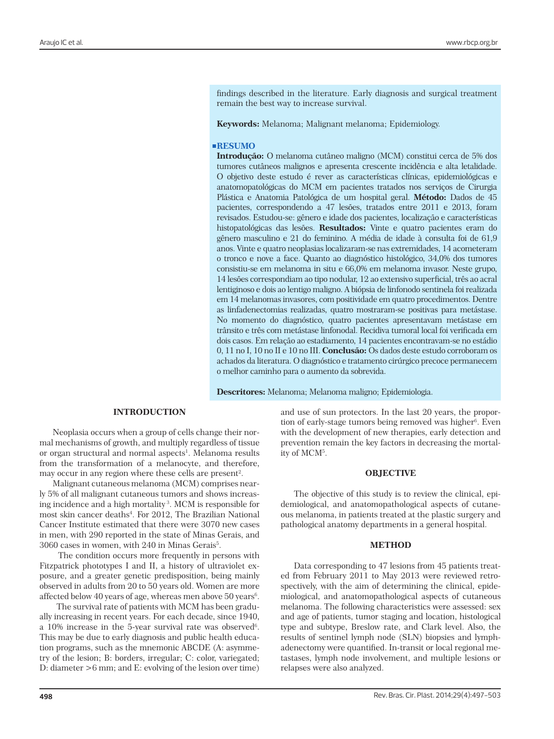findings described in the literature. Early diagnosis and surgical treatment remain the best way to increase survival.

**Keywords:** Melanoma; Malignant melanoma; Epidemiology.

## RESUMO

**Introdução:** O melanoma cutâneo maligno (MCM) constitui cerca de 5% dos tumores cutâneos malignos e apresenta crescente incidência e alta letalidade. O objetivo deste estudo é rever as características clínicas, epidemiológicas e anatomopatológicas do MCM em pacientes tratados nos serviços de Cirurgia Plástica e Anatomia Patológica de um hospital geral. **Método:** Dados de 45 pacientes, correspondendo a 47 lesões, tratados entre 2011 e 2013, foram revisados. Estudou-se: gênero e idade dos pacientes, localização e características histopatológicas das lesões. **Resultados:** Vinte e quatro pacientes eram do gênero masculino e 21 do feminino. A média de idade à consulta foi de 61,9 anos. Vinte e quatro neoplasias localizaram-se nas extremidades, 14 acometeram o tronco e nove a face. Quanto ao diagnóstico histológico, 34,0% dos tumores consistiu-se em melanoma in situ e 66,0% em melanoma invasor. Neste grupo, 14 lesões correspondiam ao tipo nodular, 12 ao extensivo superficial, três ao acral lentiginoso e dois ao lentigo maligno. A biópsia de linfonodo sentinela foi realizada em 14 melanomas invasores, com positividade em quatro procedimentos. Dentre as linfadenectomias realizadas, quatro mostraram-se positivas para metástase. No momento do diagnóstico, quatro pacientes apresentavam metástase em trânsito e três com metástase linfonodal. Recidiva tumoral local foi verificada em dois casos. Em relação ao estadiamento, 14 pacientes encontravam-se no estádio 0, 11 no I, 10 no II e 10 no III. **Conclusão:** Os dados deste estudo corroboram os achados da literatura. O diagnóstico e tratamento cirúrgico precoce permanecem o melhor caminho para o aumento da sobrevida.

**Descritores:** Melanoma; Melanoma maligno; Epidemiologia.

## INTRODUCTION

Neoplasia occurs when a group of cells change their normal mechanisms of growth, and multiply regardless of tissue or organ structural and normal aspects[1]. Melanoma results from the transformation of a melanocyte, and therefore, may occur in any region where these cells are present[2].

Malignant cutaneous melanoma (MCM) comprises nearly 5% of all malignant cutaneous tumors and shows increasing incidence and a high mortality[3]. MCM is responsible for most skin cancer deaths[4]. For 2012, The Brazilian National Cancer Institute estimated that there were 3070 new cases in men, with 290 reported in the state of Minas Gerais, and 3060 cases in women, with 240 in Minas Gerais[5].

The condition occurs more frequently in persons with Fitzpatrick phototypes I and II, a history of ultraviolet exposure, and a greater genetic predisposition, being mainly observed in adults from 20 to 50 years old. Women are more affected below 40 years of age, whereas men above 50 years[6].

The survival rate of patients with MCM has been gradually increasing in recent years. For each decade, since 1940, a 10% increase in the 5-year survival rate was observed[6]. This may be due to early diagnosis and public health education programs, such as the mnemonic ABCDE (A: asymmetry of the lesion; B: borders, irregular; C: color, variegated; D: diameter >6 mm; and E: evolving of the lesion over time) and use of sun protectors. In the last 20 years, the proportion of early-stage tumors being removed was higher[6]. Even with the development of new therapies, early detection and prevention remain the key factors in decreasing the mortality of MCM[5].

## OBJECTIVE

The objective of this study is to review the clinical, epidemiological, and anatomopathological aspects of cutaneous melanoma, in patients treated at the plastic surgery and pathological anatomy departments in a general hospital.

## METHOD

Data corresponding to 47 lesions from 45 patients treated from February 2011 to May 2013 were reviewed retrospectively, with the aim of determining the clinical, epidemiological, and anatomopathological aspects of cutaneous melanoma. The following characteristics were assessed: sex and age of patients, tumor staging and location, histological type and subtype, Breslow rate, and Clark level. Also, the results of sentinel lymph node (SLN) biopsies and lymphadenectomy were quantified. In-transit or local regional metastases, lymph node involvement, and multiple lesions or relapses were also analyzed.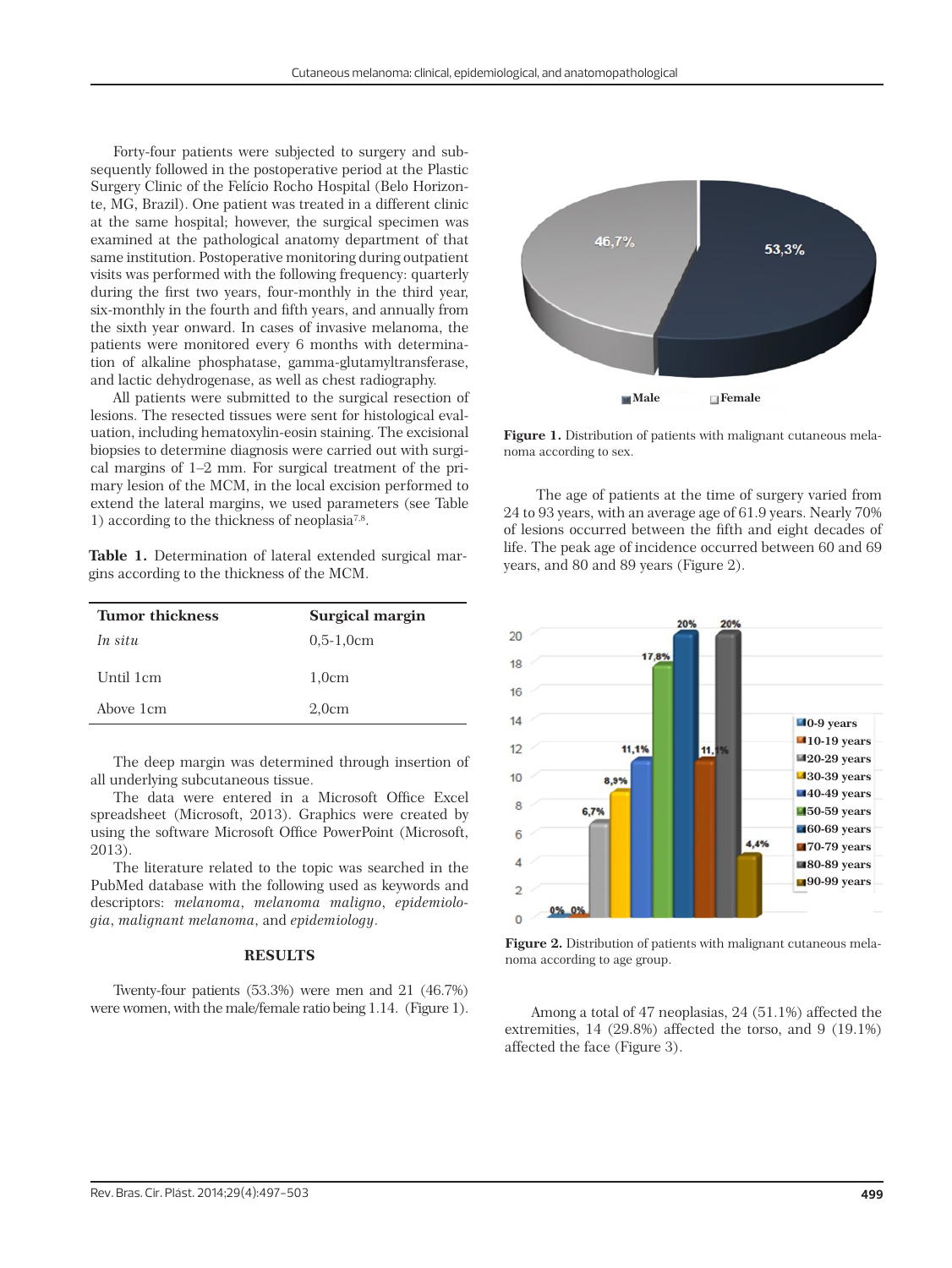Forty-four patients were subjected to surgery and subsequently followed in the postoperative period at the Plastic Surgery Clinic of the Felício Rocho Hospital (Belo Horizonte, MG, Brazil). One patient was treated in a different clinic at the same hospital; however, the surgical specimen was examined at the pathological anatomy department of that same institution. Postoperative monitoring during outpatient visits was performed with the following frequency: quarterly during the first two years, four-monthly in the third year, six-monthly in the fourth and fifth years, and annually from the sixth year onward. In cases of invasive melanoma, the patients were monitored every 6 months with determination of alkaline phosphatase, gamma-glutamyltransferase, and lactic dehydrogenase, as well as chest radiography.

All patients were submitted to the surgical resection of lesions. The resected tissues were sent for histological evaluation, including hematoxylin-eosin staining. The excisional biopsies to determine diagnosis were carried out with surgical margins of 1–2 mm. For surgical treatment of the primary lesion of the MCM, in the local excision performed to extend the lateral margins, we used parameters (see Table 1) according to the thickness of neoplasia[7,8].

**Table 1.** Determination of lateral extended surgical margins according to the thickness of the MCM.

| Tumor thickness | Surgical margin |
|---|---|
| *In situ* | 0,5-1,0cm |
| Until 1cm | 1,0cm |
| Above 1cm | 2,0cm |

The deep margin was determined through insertion of all underlying subcutaneous tissue.

The data were entered in a Microsoft Office Excel spreadsheet (Microsoft, 2013). Graphics were created by using the software Microsoft Office PowerPoint (Microsoft, 2013).

The literature related to the topic was searched in the PubMed database with the following used as keywords and descriptors: *melanoma*, *melanoma maligno*, *epidemiologia*, *malignant melanoma*, and *epidemiology*.

## RESULTS

Twenty-four patients (53.3%) were men and 21 (46.7%) were women, with the male/female ratio being 1.14. (Figure 1).

46,7%
53,3%
Male Female

**Figure 1.** Distribution of patients with malignant cutaneous melanoma according to sex.

The age of patients at the time of surgery varied from 24 to 93 years, with an average age of 61.9 years. Nearly 70% of lesions occurred between the fifth and eight decades of life. The peak age of incidence occurred between 60 and 69 years, and 80 and 89 years (Figure 2).

0% 0% 6,7% 8,9% 11,1% 17,8% 20% 11,1% 20% 4,4%
0-9 years
10-19 years
20-29 years
30-39 years
40-49 years
50-59 years
60-69 years
70-79 years
80-89 years
90-99 years

**Figure 2.** Distribution of patients with malignant cutaneous melanoma according to age group.

Among a total of 47 neoplasias, 24 (51.1%) affected the extremities, 14 (29.8%) affected the torso, and 9 (19.1%) affected the face (Figure 3).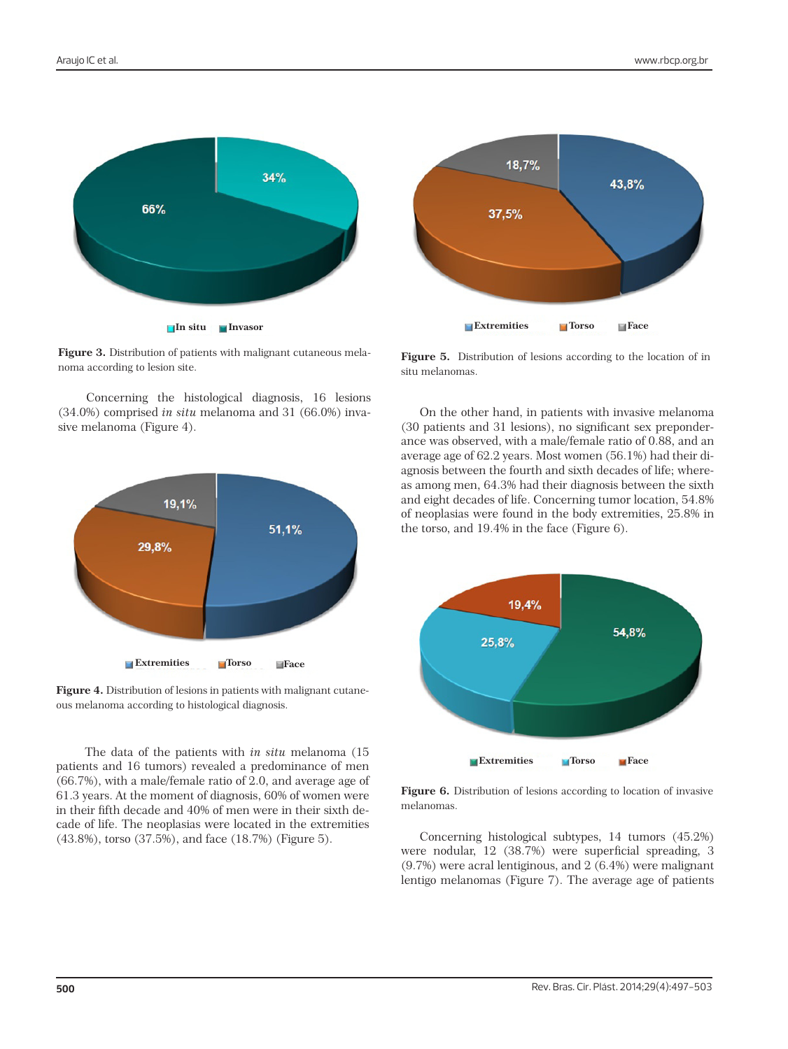34%

66%

In situ Invasor

**Figure 3.** Distribution of patients with malignant cutaneous melanoma according to lesion site.

Concerning the histological diagnosis, 16 lesions (34.0%) comprised *in situ* melanoma and 31 (66.0%) invasive melanoma (Figure 4).

19,1%

51,1%

29,8%

Extremities Torso Face

**Figure 4.** Distribution of lesions in patients with malignant cutaneous melanoma according to histological diagnosis.

The data of the patients with *in situ* melanoma (15 patients and 16 tumors) revealed a predominance of men (66.7%), with a male/female ratio of 2.0, and average age of 61.3 years. At the moment of diagnosis, 60% of women were in their fifth decade and 40% of men were in their sixth decade of life. The neoplasias were located in the extremities (43.8%), torso (37.5%), and face (18.7%) (Figure 5).

18,7%

43,8%

37,5%

Extremities Torso Face

**Figure 5.** Distribution of lesions according to the location of in situ melanomas.

On the other hand, in patients with invasive melanoma (30 patients and 31 lesions), no significant sex preponderance was observed, with a male/female ratio of 0.88, and an average age of 62.2 years. Most women (56.1%) had their diagnosis between the fourth and sixth decades of life; whereas among men, 64.3% had their diagnosis between the sixth and eight decades of life. Concerning tumor location, 54.8% of neoplasias were found in the body extremities, 25.8% in the torso, and 19.4% in the face (Figure 6).

19,4%

54,8%

25,8%

Extremities Torso Face

**Figure 6.** Distribution of lesions according to location of invasive melanomas.

Concerning histological subtypes, 14 tumors (45.2%) were nodular, 12 (38.7%) were superficial spreading, 3 (9.7%) were acral lentiginous, and 2 (6.4%) were malignant lentigo melanomas (Figure 7). The average age of patients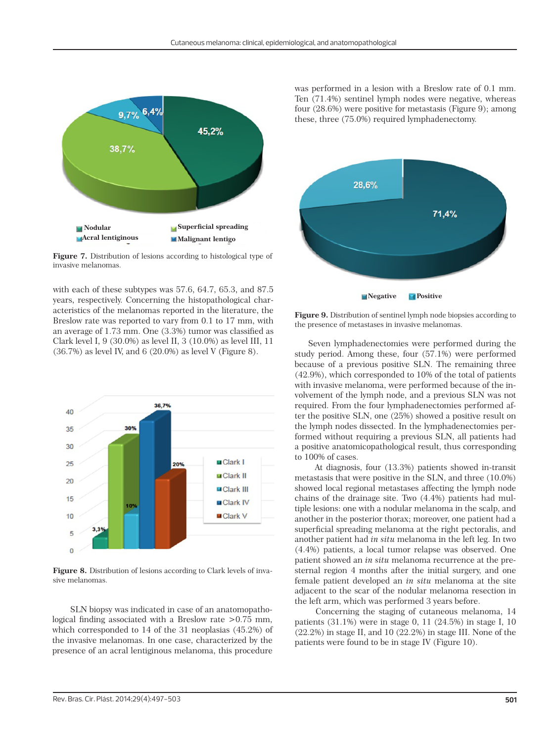9,7%
6,4%
45,2%
38,7%

Nodular
Superficial spreading
Acral lentiginous
Malignant lentigo

**Figure 7.** Distribution of lesions according to histological type of invasive melanomas.

with each of these subtypes was 57.6, 64.7, 65.3, and 87.5 years, respectively. Concerning the histopathological characteristics of the melanomas reported in the literature, the Breslow rate was reported to vary from 0.1 to 17 mm, with an average of 1.73 mm. One (3.3%) tumor was classified as Clark level I, 9 (30.0%) as level II, 3 (10.0%) as level III, 11 (36.7%) as level IV, and 6 (20.0%) as level V (Figure 8).

40
35
30
25
20
15
10
5
0

3,3%
30%
10%
36,7%
20%

Clark I
Clark II
Clark III
Clark IV
Clark V

**Figure 8.** Distribution of lesions according to Clark levels of invasive melanomas.

SLN biopsy was indicated in case of an anatomopathological finding associated with a Breslow rate >0.75 mm, which corresponded to 14 of the 31 neoplasias (45.2%) of the invasive melanomas. In one case, characterized by the presence of an acral lentiginous melanoma, this procedure was performed in a lesion with a Breslow rate of 0.1 mm. Ten (71.4%) sentinel lymph nodes were negative, whereas four (28.6%) were positive for metastasis (Figure 9); among these, three (75.0%) required lymphadenectomy.

28,6%
71,4%

Negative
Positive

**Figure 9.** Distribution of sentinel lymph node biopsies according to the presence of metastases in invasive melanomas.

Seven lymphadenectomies were performed during the study period. Among these, four (57.1%) were performed because of a previous positive SLN. The remaining three (42.9%), which corresponded to 10% of the total of patients with invasive melanoma, were performed because of the involvement of the lymph node, and a previous SLN was not required. From the four lymphadenectomies performed after the positive SLN, one (25%) showed a positive result on the lymph nodes dissected. In the lymphadenectomies performed without requiring a previous SLN, all patients had a positive anatomicopathological result, thus corresponding to 100% of cases.

At diagnosis, four (13.3%) patients showed in-transit metastasis that were positive in the SLN, and three (10.0%) showed local regional metastases affecting the lymph node chains of the drainage site. Two (4.4%) patients had multiple lesions: one with a nodular melanoma in the scalp, and another in the posterior thorax; moreover, one patient had a superficial spreading melanoma at the right pectoralis, and another patient had *in situ* melanoma in the left leg. In two (4.4%) patients, a local tumor relapse was observed. One patient showed an *in situ* melanoma recurrence at the presternal region 4 months after the initial surgery, and one female patient developed an *in situ* melanoma at the site adjacent to the scar of the nodular melanoma resection in the left arm, which was performed 3 years before.

Concerning the staging of cutaneous melanoma, 14 patients (31.1%) were in stage 0, 11 (24.5%) in stage I, 10 (22.2%) in stage II, and 10 (22.2%) in stage III. None of the patients were found to be in stage IV (Figure 10).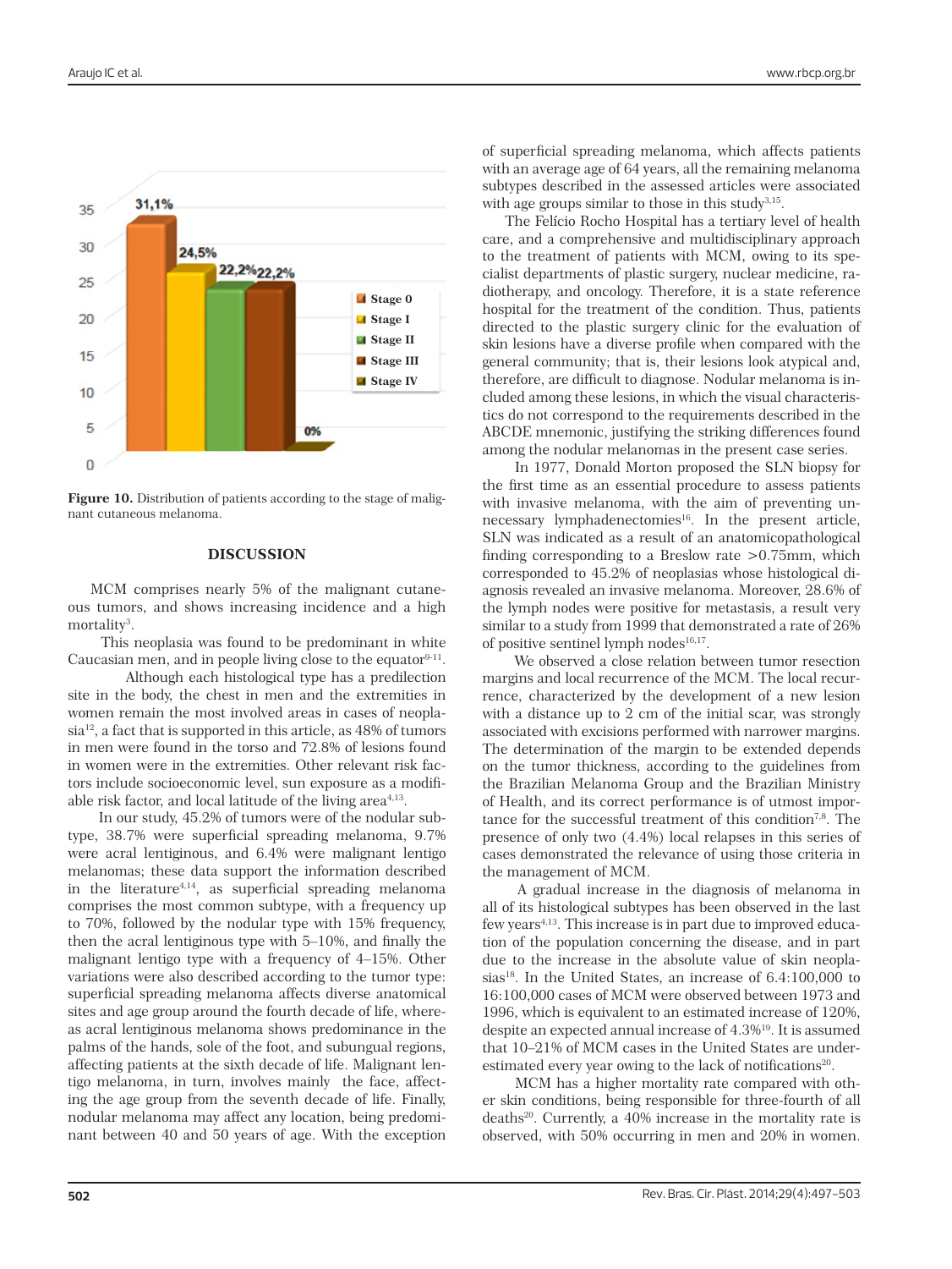35
30
25
20
15
10
5
0

31,1%
24,5%
22,2%
22,2%
0%

Stage 0
Stage I
Stage II
Stage III
Stage IV

**Figure 10.** Distribution of patients according to the stage of malignant cutaneous melanoma.

## DISCUSSION

MCM comprises nearly 5% of the malignant cutaneous tumors, and shows increasing incidence and a high mortality[3].

This neoplasia was found to be predominant in white Caucasian men, and in people living close to the equator[9-11].

Although each histological type has a predilection site in the body, the chest in men and the extremities in women remain the most involved areas in cases of neoplasia[12], a fact that is supported in this article, as 48% of tumors in men were found in the torso and 72.8% of lesions found in women were in the extremities. Other relevant risk factors include socioeconomic level, sun exposure as a modifiable risk factor, and local latitude of the living area[4,13].

In our study, 45.2% of tumors were of the nodular subtype, 38.7% were superficial spreading melanoma, 9.7% were acral lentiginous, and 6.4% were malignant lentigo melanomas; these data support the information described in the literature[4,14], as superficial spreading melanoma comprises the most common subtype, with a frequency up to 70%, followed by the nodular type with 15% frequency, then the acral lentiginous type with 5–10%, and finally the malignant lentigo type with a frequency of 4–15%. Other variations were also described according to the tumor type: superficial spreading melanoma affects diverse anatomical sites and age group around the fourth decade of life, whereas acral lentiginous melanoma shows predominance in the palms of the hands, sole of the foot, and subungual regions, affecting patients at the sixth decade of life. Malignant lentigo melanoma, in turn, involves mainly the face, affecting the age group from the seventh decade of life. Finally, nodular melanoma may affect any location, being predominant between 40 and 50 years of age. With the exception of superficial spreading melanoma, which affects patients with an average age of 64 years, all the remaining melanoma subtypes described in the assessed articles were associated with age groups similar to those in this study[3,15].

The Felício Rocho Hospital has a tertiary level of health care, and a comprehensive and multidisciplinary approach to the treatment of patients with MCM, owing to its specialist departments of plastic surgery, nuclear medicine, radiotherapy, and oncology. Therefore, it is a state reference hospital for the treatment of the condition. Thus, patients directed to the plastic surgery clinic for the evaluation of skin lesions have a diverse profile when compared with the general community; that is, their lesions look atypical and, therefore, are difficult to diagnose. Nodular melanoma is included among these lesions, in which the visual characteristics do not correspond to the requirements described in the ABCDE mnemonic, justifying the striking differences found among the nodular melanomas in the present case series.

In 1977, Donald Morton proposed the SLN biopsy for the first time as an essential procedure to assess patients with invasive melanoma, with the aim of preventing unnecessary lymphadenectomies[16]. In the present article, SLN was indicated as a result of an anatomicopathological finding corresponding to a Breslow rate >0.75mm, which corresponded to 45.2% of neoplasias whose histological diagnosis revealed an invasive melanoma. Moreover, 28.6% of the lymph nodes were positive for metastasis, a result very similar to a study from 1999 that demonstrated a rate of 26% of positive sentinel lymph nodes[16,17].

We observed a close relation between tumor resection margins and local recurrence of the MCM. The local recurrence, characterized by the development of a new lesion with a distance up to 2 cm of the initial scar, was strongly associated with excisions performed with narrower margins. The determination of the margin to be extended depends on the tumor thickness, according to the guidelines from the Brazilian Melanoma Group and the Brazilian Ministry of Health, and its correct performance is of utmost importance for the successful treatment of this condition[7,8]. The presence of only two (4.4%) local relapses in this series of cases demonstrated the relevance of using those criteria in the management of MCM.

A gradual increase in the diagnosis of melanoma in all of its histological subtypes has been observed in the last few years[4,13]. This increase is in part due to improved education of the population concerning the disease, and in part due to the increase in the absolute value of skin neoplasias[18]. In the United States, an increase of 6.4:100,000 to 16:100,000 cases of MCM were observed between 1973 and 1996, which is equivalent to an estimated increase of 120%, despite an expected annual increase of 4.3%[19]. It is assumed that 10–21% of MCM cases in the United States are underestimated every year owing to the lack of notifications[20].

MCM has a higher mortality rate compared with other skin conditions, being responsible for three-fourth of all deaths[20]. Currently, a 40% increase in the mortality rate is observed, with 50% occurring in men and 20% in women.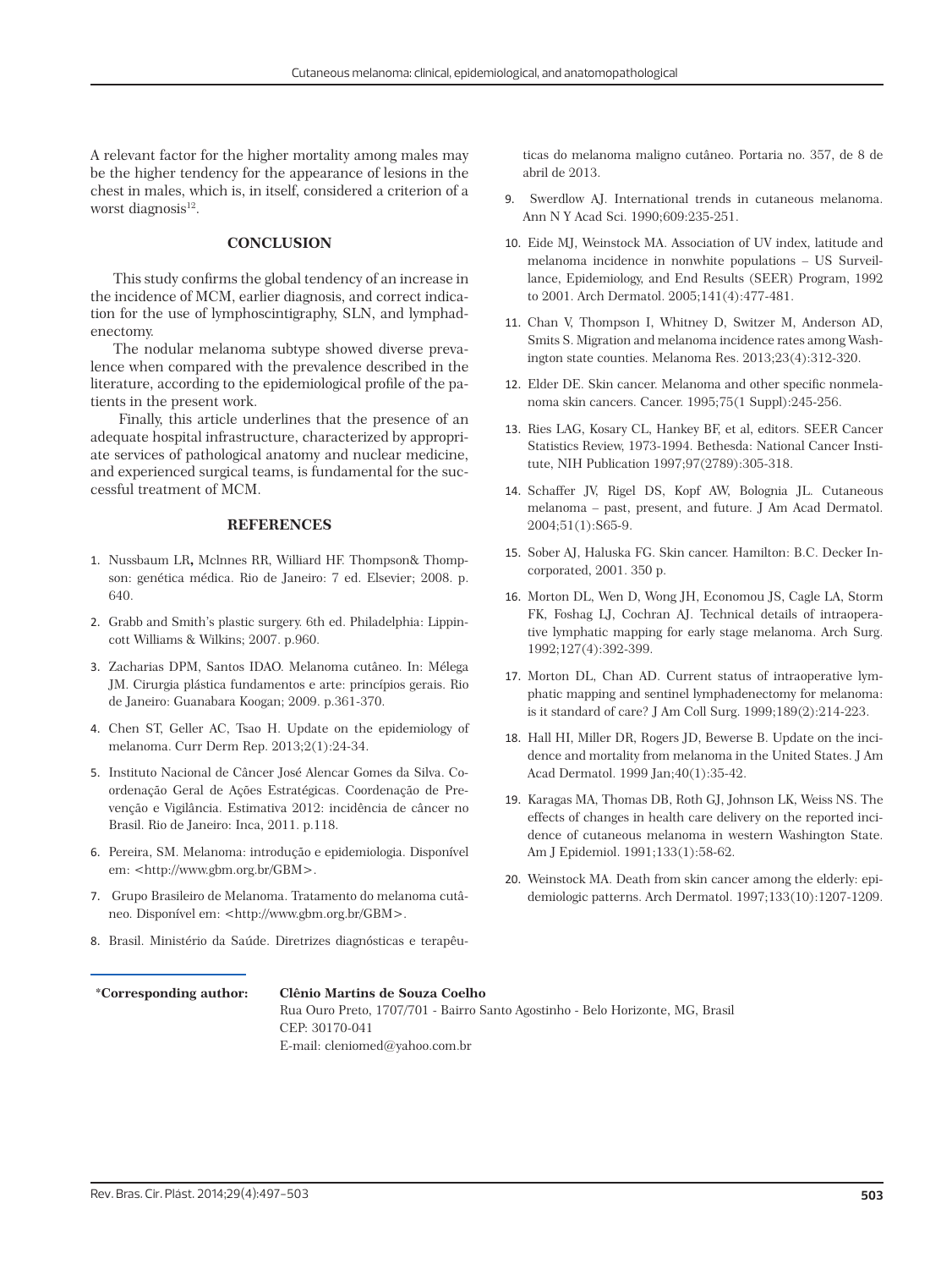A relevant factor for the higher mortality among males may be the higher tendency for the appearance of lesions in the chest in males, which is, in itself, considered a criterion of a worst diagnosis[12].

## CONCLUSION

This study confirms the global tendency of an increase in the incidence of MCM, earlier diagnosis, and correct indication for the use of lymphoscintigraphy, SLN, and lymphadenectomy.

The nodular melanoma subtype showed diverse prevalence when compared with the prevalence described in the literature, according to the epidemiological profile of the patients in the present work.

Finally, this article underlines that the presence of an adequate hospital infrastructure, characterized by appropriate services of pathological anatomy and nuclear medicine, and experienced surgical teams, is fundamental for the successful treatment of MCM.

## REFERENCES

1. Nussbaum LR**,** Mclnnes RR, Williard HF. Thompson& Thompson: genética médica. Rio de Janeiro: 7 ed. Elsevier; 2008. p. 640.
2. Grabb and Smith's plastic surgery. 6th ed. Philadelphia: Lippincott Williams & Wilkins; 2007. p.960.
3. Zacharias DPM, Santos IDAO. Melanoma cutâneo. In: Mélega JM. Cirurgia plástica fundamentos e arte: princípios gerais. Rio de Janeiro: Guanabara Koogan; 2009. p.361-370.
4. Chen ST, Geller AC, Tsao H. Update on the epidemiology of melanoma. Curr Derm Rep. 2013;2(1):24-34.
5. Instituto Nacional de Câncer José Alencar Gomes da Silva. Coordenação Geral de Ações Estratégicas. Coordenação de Prevenção e Vigilância. Estimativa 2012: incidência de câncer no Brasil. Rio de Janeiro: Inca, 2011. p.118.
6. Pereira, SM. Melanoma: introdução e epidemiologia. Disponível em: <http://www.gbm.org.br/GBM>.
7. Grupo Brasileiro de Melanoma. Tratamento do melanoma cutâneo. Disponível em: <http://www.gbm.org.br/GBM>.
8. Brasil. Ministério da Saúde. Diretrizes diagnósticas e terapêuticas do melanoma maligno cutâneo. Portaria no. 357, de 8 de abril de 2013.
9. Swerdlow AJ. International trends in cutaneous melanoma. Ann N Y Acad Sci. 1990;609:235-251.
10. Eide MJ, Weinstock MA. Association of UV index, latitude and melanoma incidence in nonwhite populations – US Surveillance, Epidemiology, and End Results (SEER) Program, 1992 to 2001. Arch Dermatol. 2005;141(4):477-481.
11. Chan V, Thompson I, Whitney D, Switzer M, Anderson AD, Smits S. Migration and melanoma incidence rates among Washington state counties. Melanoma Res. 2013;23(4):312-320.
12. Elder DE. Skin cancer. Melanoma and other specific nonmelanoma skin cancers. Cancer. 1995;75(1 Suppl):245-256.
13. Ries LAG, Kosary CL, Hankey BF, et al, editors. SEER Cancer Statistics Review, 1973-1994. Bethesda: National Cancer Institute, NIH Publication 1997;97(2789):305-318.
14. Schaffer JV, Rigel DS, Kopf AW, Bolognia JL. Cutaneous melanoma – past, present, and future. J Am Acad Dermatol. 2004;51(1):S65-9.
15. Sober AJ, Haluska FG. Skin cancer. Hamilton: B.C. Decker Incorporated, 2001. 350 p.
16. Morton DL, Wen D, Wong JH, Economou JS, Cagle LA, Storm FK, Foshag LJ, Cochran AJ. Technical details of intraoperative lymphatic mapping for early stage melanoma. Arch Surg. 1992;127(4):392-399.
17. Morton DL, Chan AD. Current status of intraoperative lymphatic mapping and sentinel lymphadenectomy for melanoma: is it standard of care? J Am Coll Surg. 1999;189(2):214-223.
18. Hall HI, Miller DR, Rogers JD, Bewerse B. Update on the incidence and mortality from melanoma in the United States. J Am Acad Dermatol. 1999 Jan;40(1):35-42.
19. Karagas MA, Thomas DB, Roth GJ, Johnson LK, Weiss NS. The effects of changes in health care delivery on the reported incidence of cutaneous melanoma in western Washington State. Am J Epidemiol. 1991;133(1):58-62.
20. Weinstock MA. Death from skin cancer among the elderly: epidemiologic patterns. Arch Dermatol. 1997;133(10):1207-1209.

**\*Corresponding author:** **Clênio Martins de Souza Coelho**
Rua Ouro Preto, 1707/701 - Bairro Santo Agostinho - Belo Horizonte, MG, Brasil
CEP: 30170-041
E-mail: cleniomed@yahoo.com.br